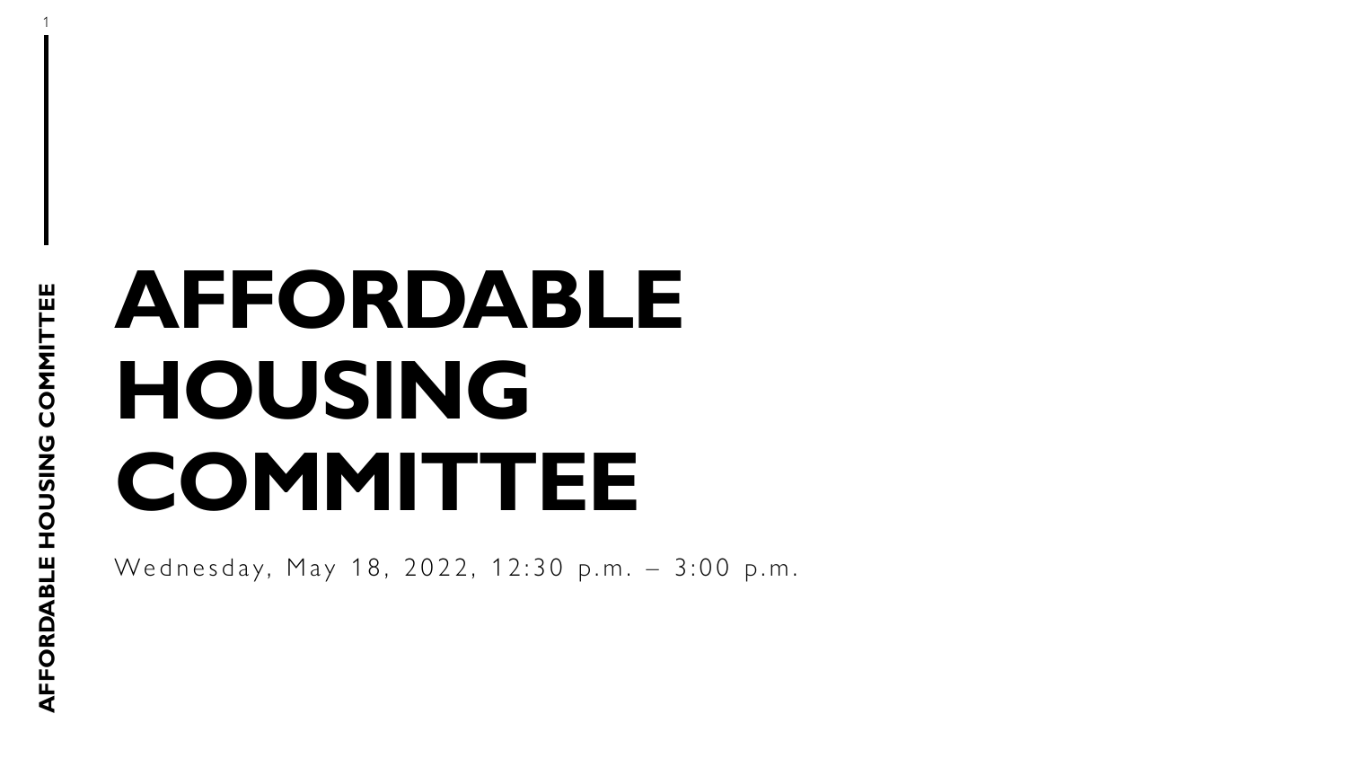# AFFORDABLE HOUSING COMMITTEE

Wednesday, May 18, 2022, 12:30 p.m. – 3:00 p.m.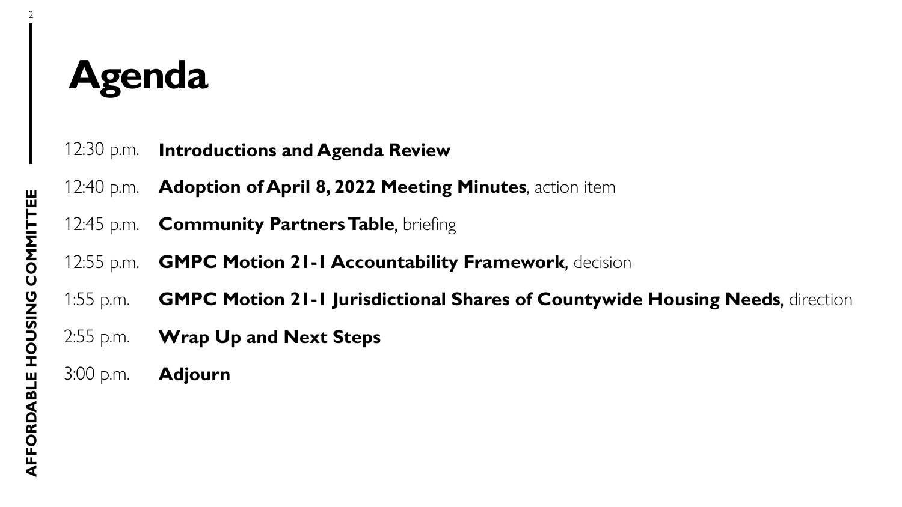# Agenda

12:30 p.m. **Introductions and Agenda Review**

12:40 p.m. **Adoption of April 8, 2022 Meeting Minutes**, action item

12:45 p.m. **Community Partners Table**, briefing

12:55 p.m. **GMPC Motion 21-1 Accountability Framework**, decision

1:55 p.m. **GMPC Motion 21-1 Jurisdictional Shares of Countywide Housing Needs**, direction

2:55 p.m. **Wrap Up and Next Steps**

3:00 p.m. **Adjourn**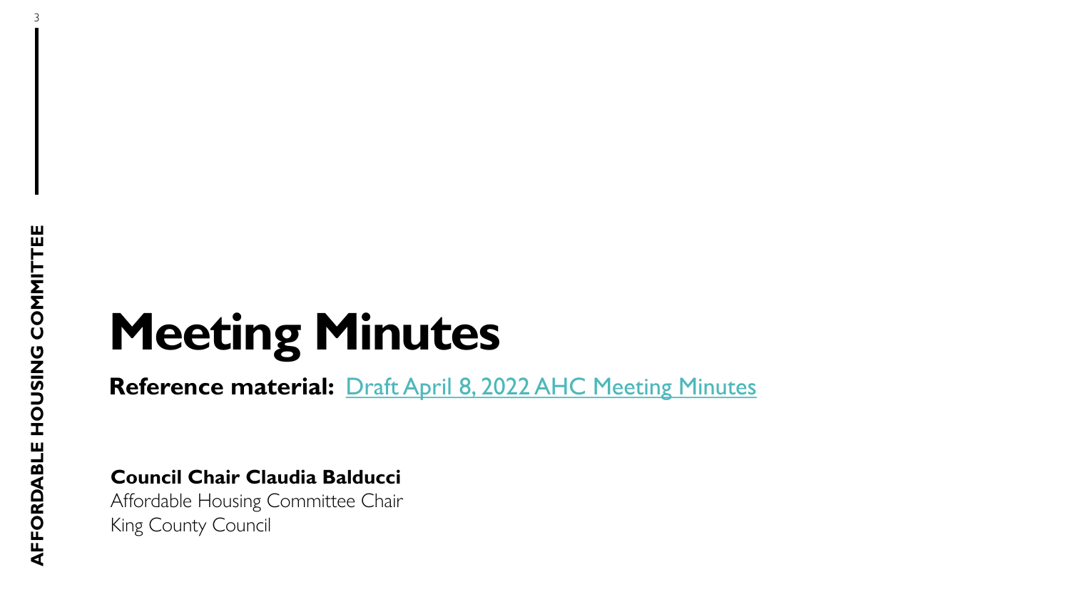# Meeting Minutes

**Reference material:** Draft April 8, 2022 AHC Meeting Minutes

**Council Chair Claudia Balducci**
Affordable Housing Committee Chair
King County Council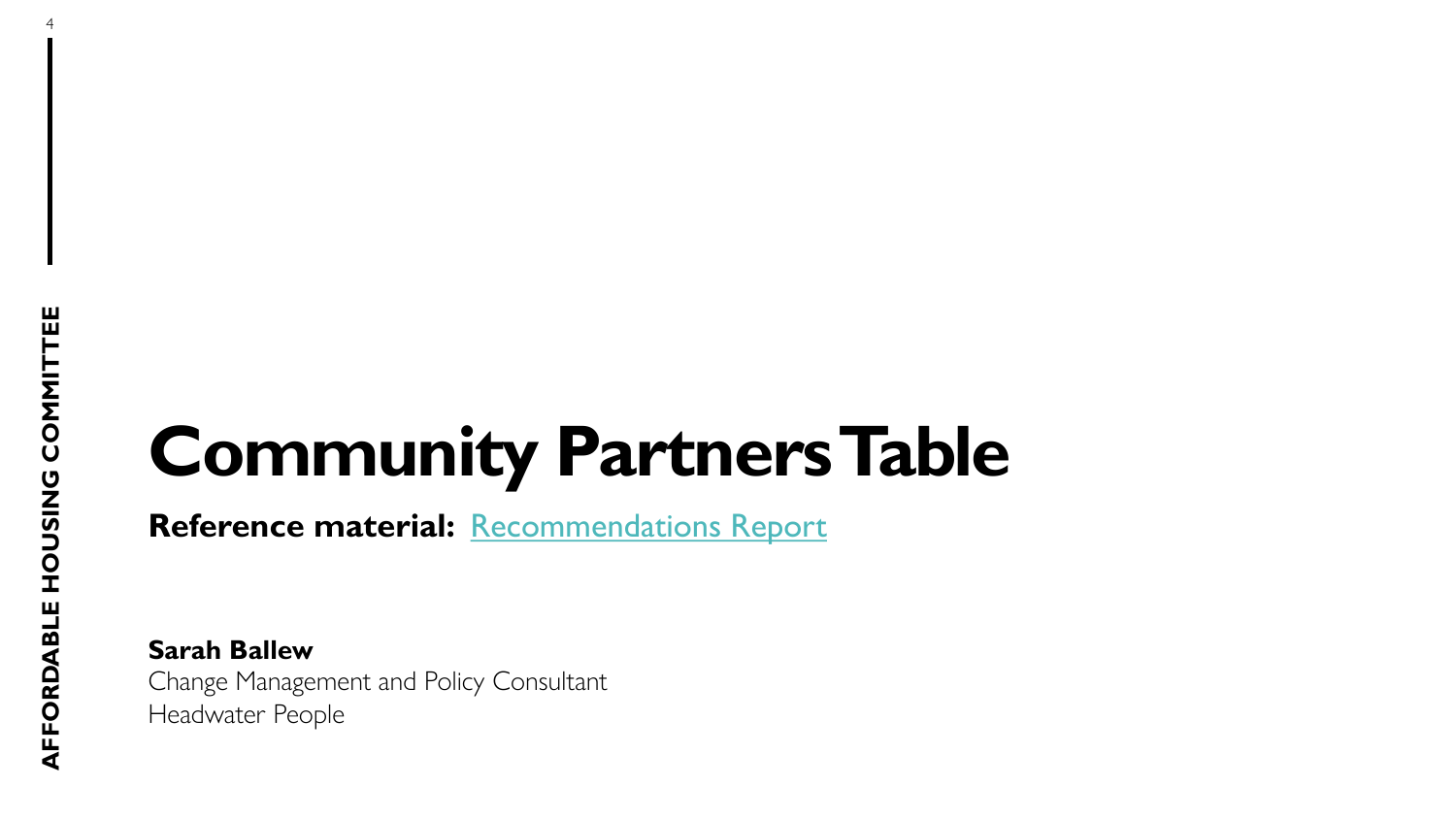# Community Partners Table

**Reference material:** Recommendations Report

**Sarah Ballew**
Change Management and Policy Consultant
Headwater People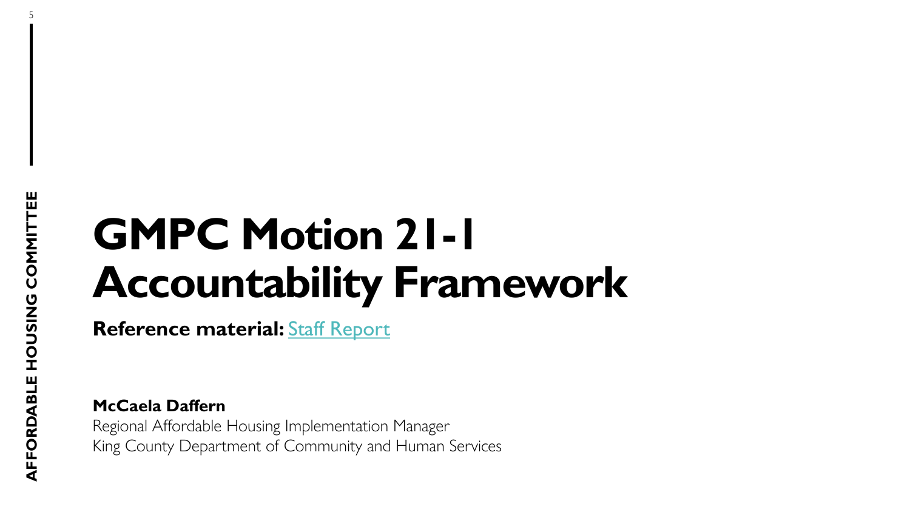# GMPC Motion 21-1 Accountability Framework

**Reference material:** Staff Report

**McCaela Daffern**

Regional Affordable Housing Implementation Manager

King County Department of Community and Human Services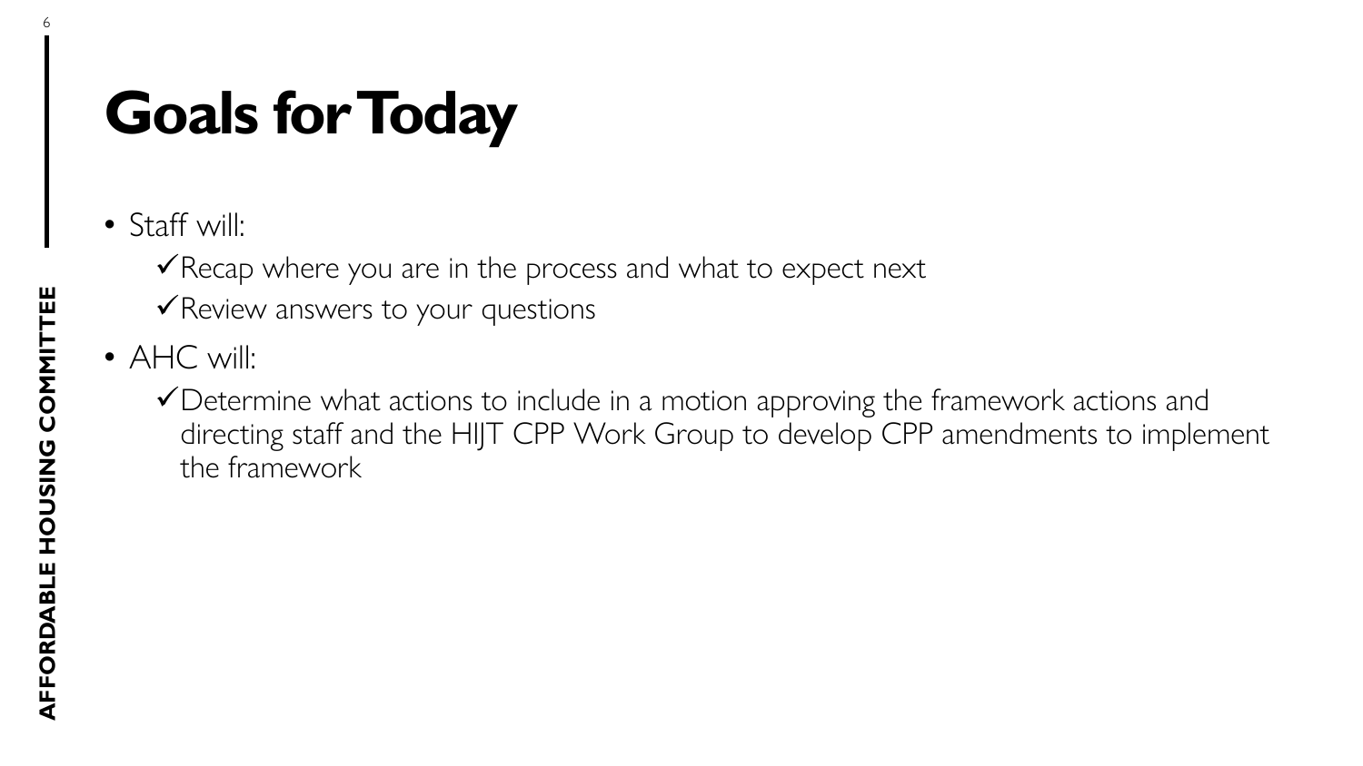# Goals for Today

- Staff will:
  - ✓Recap where you are in the process and what to expect next
  - ✓Review answers to your questions
- AHC will:
  - ✓Determine what actions to include in a motion approving the framework actions and directing staff and the HIJT CPP Work Group to develop CPP amendments to implement the framework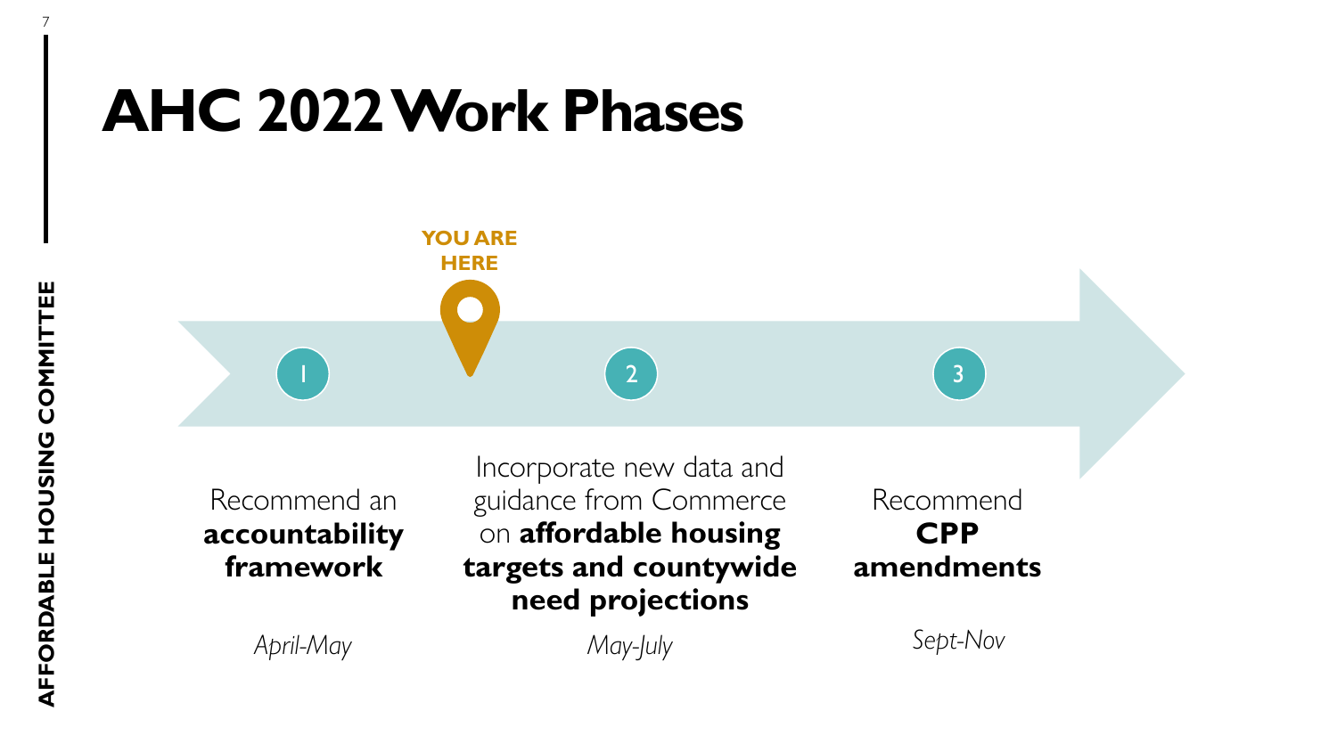# AHC 2022 Work Phases

YOU ARE HERE

1. Recommend an **accountability framework**

   *April-May*

2. Incorporate new data and guidance from Commerce on **affordable housing targets and countywide need projections**

   *May-July*

3. Recommend **CPP amendments**

   *Sept-Nov*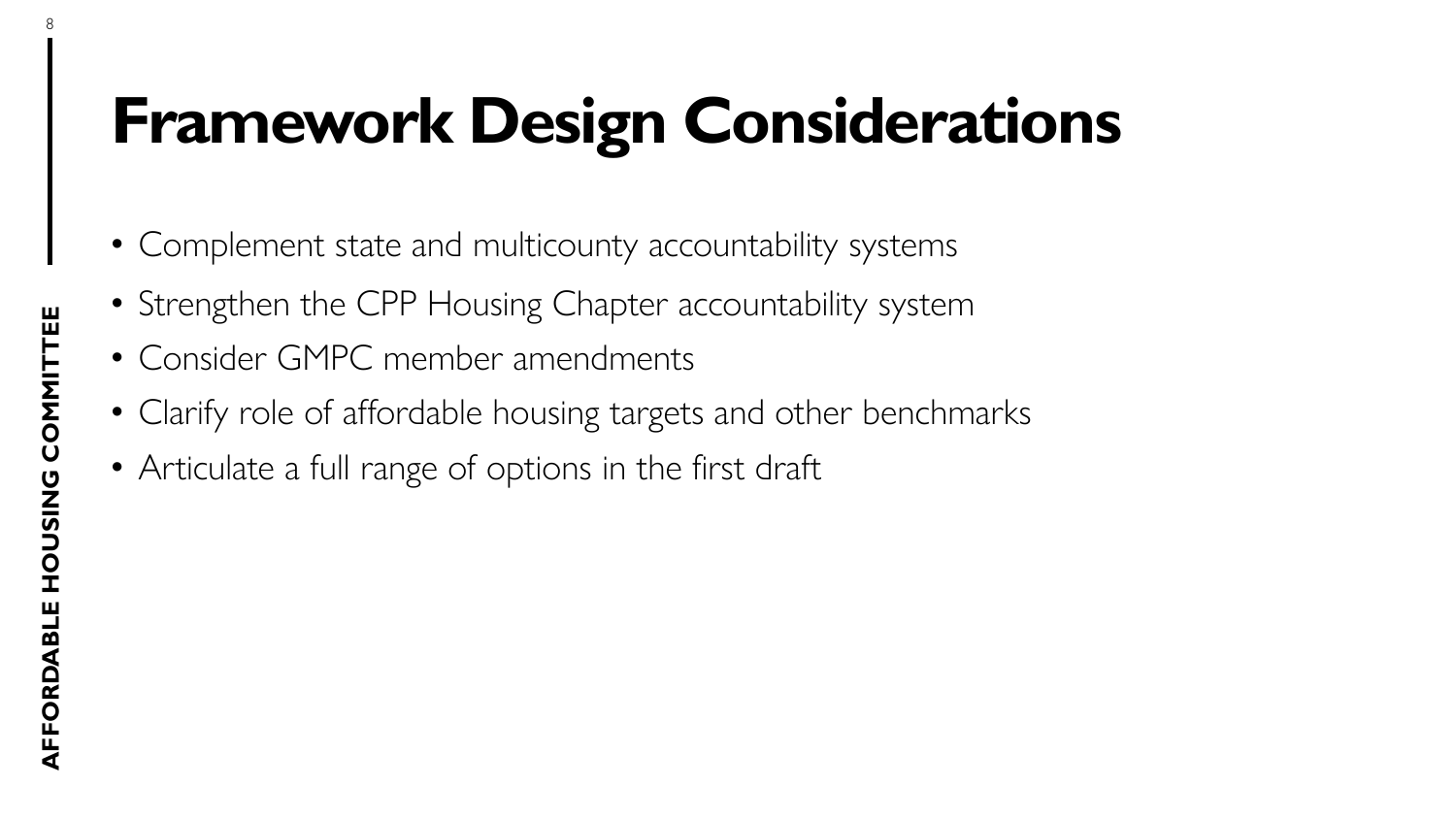# Framework Design Considerations

- Complement state and multicounty accountability systems
- Strengthen the CPP Housing Chapter accountability system
- Consider GMPC member amendments
- Clarify role of affordable housing targets and other benchmarks
- Articulate a full range of options in the first draft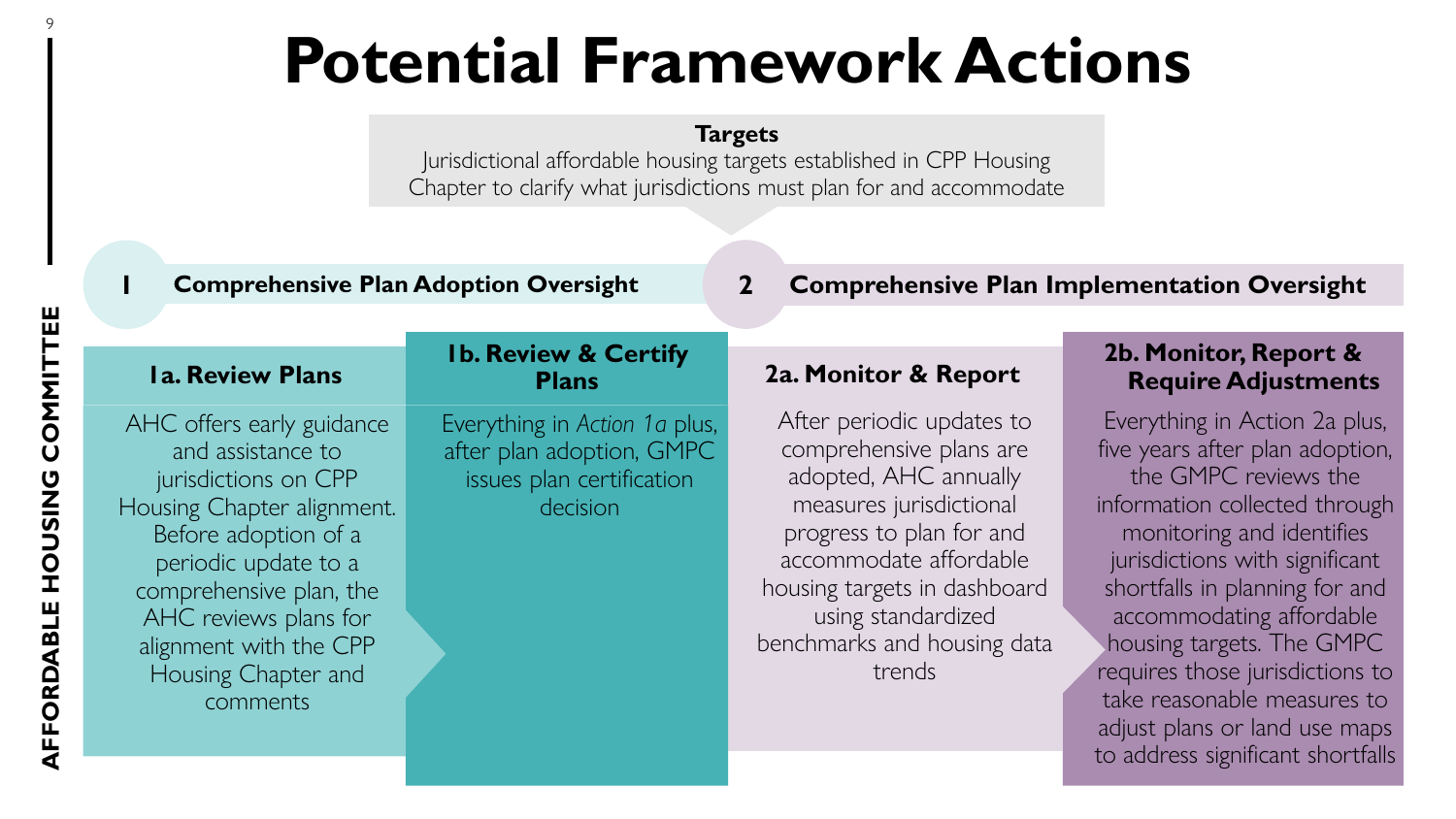# Potential Framework Actions

**Targets**

Jurisdictional affordable housing targets established in CPP Housing Chapter to clarify what jurisdictions must plan for and accommodate

## 1 Comprehensive Plan Adoption Oversight

### 1a. Review Plans

AHC offers early guidance and assistance to jurisdictions on CPP Housing Chapter alignment. Before adoption of a periodic update to a comprehensive plan, the AHC reviews plans for alignment with the CPP Housing Chapter and comments

### 1b. Review & Certify Plans

Everything in *Action 1a* plus, after plan adoption, GMPC issues plan certification decision

## 2 Comprehensive Plan Implementation Oversight

### 2a. Monitor & Report

After periodic updates to comprehensive plans are adopted, AHC annually measures jurisdictional progress to plan for and accommodate affordable housing targets in dashboard using standardized benchmarks and housing data trends

### 2b. Monitor, Report & Require Adjustments

Everything in Action 2a plus, five years after plan adoption, the GMPC reviews the information collected through monitoring and identifies jurisdictions with significant shortfalls in planning for and accommodating affordable housing targets. The GMPC requires those jurisdictions to take reasonable measures to adjust plans or land use maps to address significant shortfalls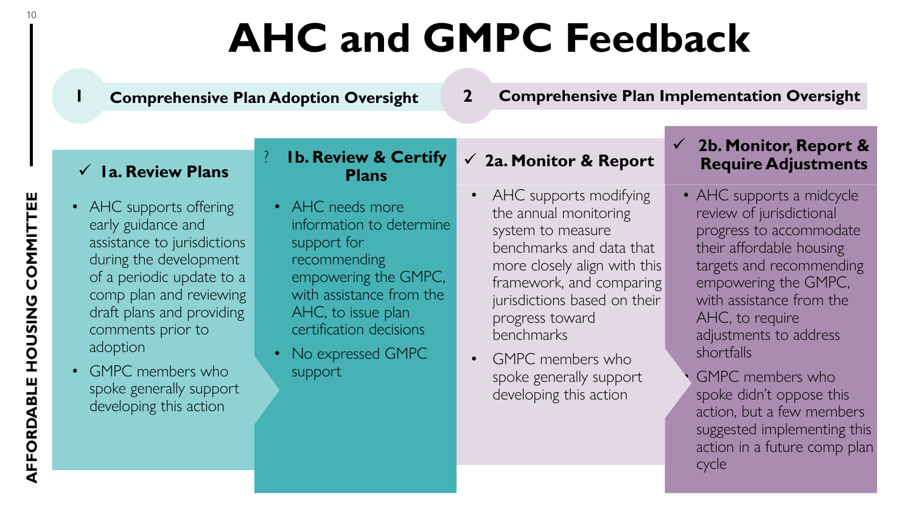# AHC and GMPC Feedback

## 1 Comprehensive Plan Adoption Oversight

### ✓ 1a. Review Plans

- AHC supports offering early guidance and assistance to jurisdictions during the development of a periodic update to a comp plan and reviewing draft plans and providing comments prior to adoption
- GMPC members who spoke generally support developing this action

### ? 1b. Review & Certify Plans

- AHC needs more information to determine support for recommending empowering the GMPC, with assistance from the AHC, to issue plan certification decisions
- No expressed GMPC support

## 2 Comprehensive Plan Implementation Oversight

### ✓ 2a. Monitor & Report

- AHC supports modifying the annual monitoring system to measure benchmarks and data that more closely align with this framework, and comparing jurisdictions based on their progress toward benchmarks
- GMPC members who spoke generally support developing this action

### ✓ 2b. Monitor, Report & Require Adjustments

- AHC supports a midcycle review of jurisdictional progress to accommodate their affordable housing targets and recommending empowering the GMPC, with assistance from the AHC, to require adjustments to address shortfalls
- GMPC members who spoke didn't oppose this action, but a few members suggested implementing this action in a future comp plan cycle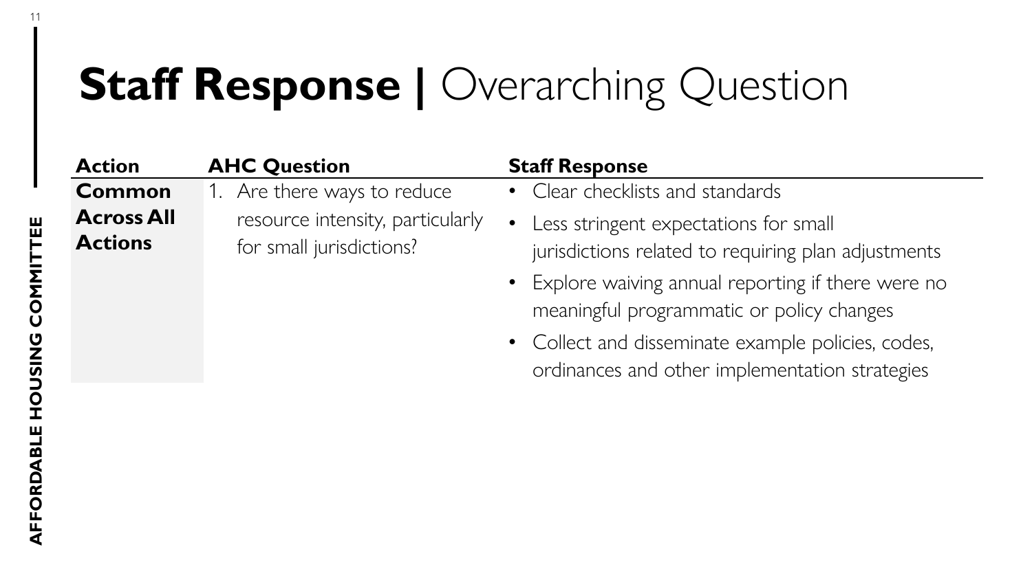# **Staff Response |** Overarching Question

| Action | AHC Question | Staff Response |
| --- | --- | --- |
| **Common Across All Actions** | 1. Are there ways to reduce resource intensity, particularly for small jurisdictions? | • Clear checklists and standards<br>• Less stringent expectations for small jurisdictions related to requiring plan adjustments<br>• Explore waiving annual reporting if there were no meaningful programmatic or policy changes<br>• Collect and disseminate example policies, codes, ordinances and other implementation strategies |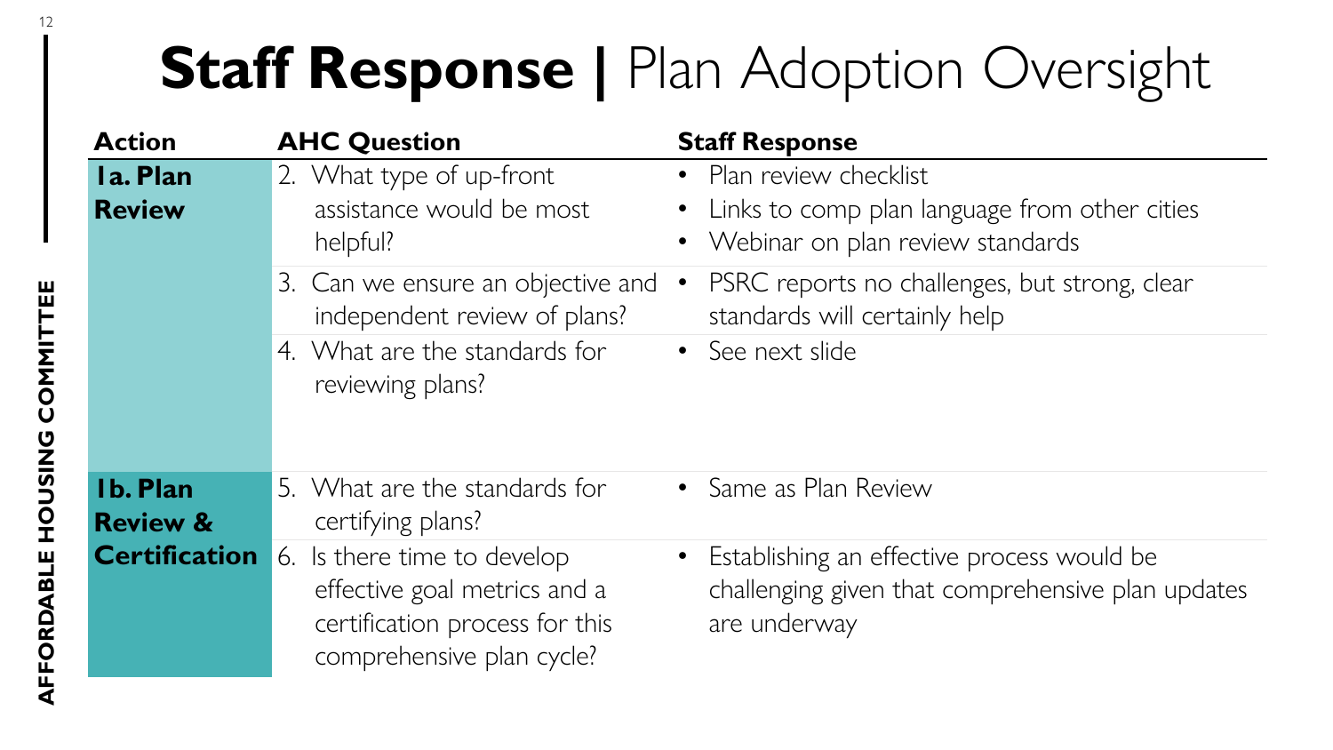# **Staff Response |** Plan Adoption Oversight

| Action | AHC Question | Staff Response |
|---|---|---|
| **1a. Plan Review** | 2. What type of up-front assistance would be most helpful? | • Plan review checklist<br>• Links to comp plan language from other cities<br>• Webinar on plan review standards |
| | 3. Can we ensure an objective and independent review of plans? | • PSRC reports no challenges, but strong, clear standards will certainly help |
| | 4. What are the standards for reviewing plans? | • See next slide |
| **1b. Plan Review & Certification** | 5. What are the standards for certifying plans? | • Same as Plan Review |
| | 6. Is there time to develop effective goal metrics and a certification process for this comprehensive plan cycle? | • Establishing an effective process would be challenging given that comprehensive plan updates are underway |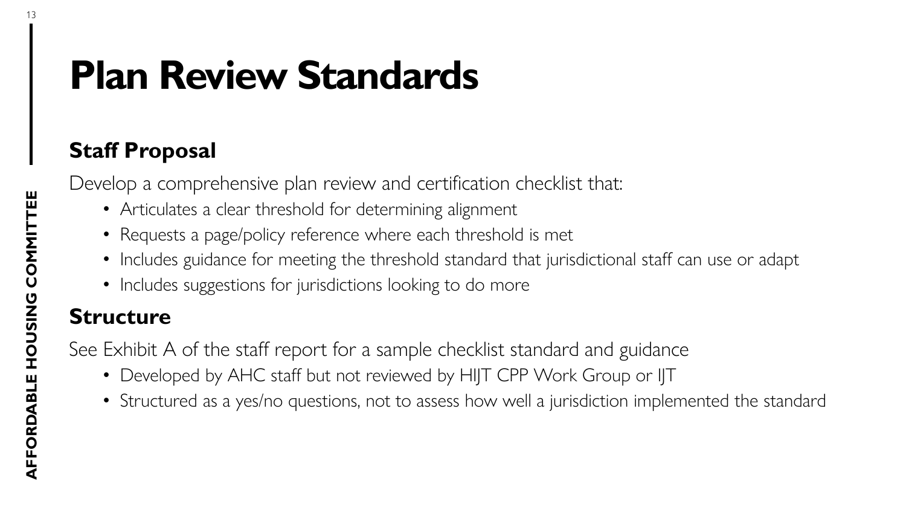# Plan Review Standards

## Staff Proposal

Develop a comprehensive plan review and certification checklist that:

- Articulates a clear threshold for determining alignment
- Requests a page/policy reference where each threshold is met
- Includes guidance for meeting the threshold standard that jurisdictional staff can use or adapt
- Includes suggestions for jurisdictions looking to do more

## Structure

See Exhibit A of the staff report for a sample checklist standard and guidance

- Developed by AHC staff but not reviewed by HIJT CPP Work Group or IJT
- Structured as a yes/no questions, not to assess how well a jurisdiction implemented the standard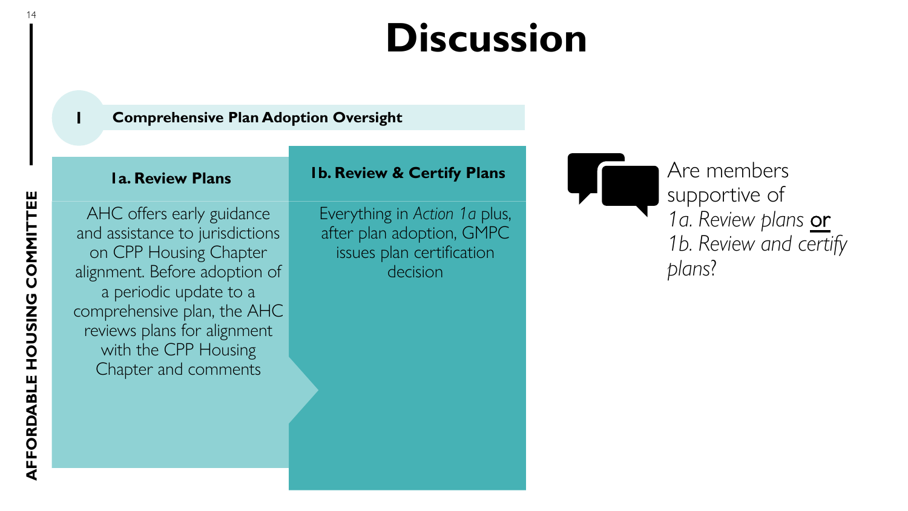# Discussion

## 1 Comprehensive Plan Adoption Oversight

| 1a. Review Plans | 1b. Review & Certify Plans |
| --- | --- |
| AHC offers early guidance and assistance to jurisdictions on CPP Housing Chapter alignment. Before adoption of a periodic update to a comprehensive plan, the AHC reviews plans for alignment with the CPP Housing Chapter and comments | Everything in *Action 1a* plus, after plan adoption, GMPC issues plan certification decision |

Are members supportive of *1a. Review plans* <u>or</u> *1b. Review and certify plans?*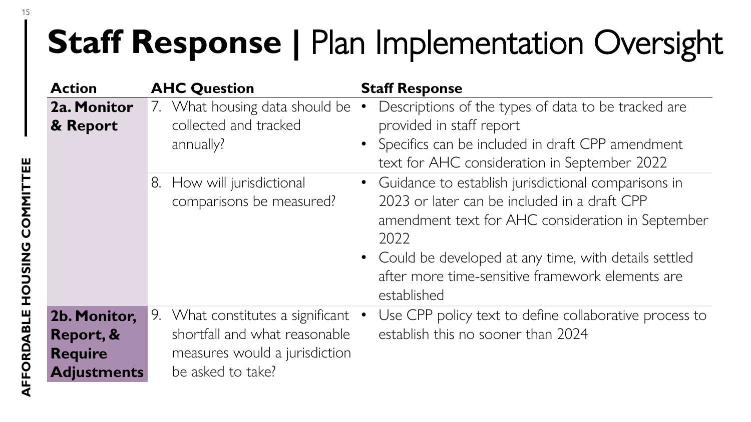# **Staff Response** | Plan Implementation Oversight

| Action | AHC Question | Staff Response |
|---|---|---|
| **2a. Monitor & Report** | 7. What housing data should be collected and tracked annually? | • Descriptions of the types of data to be tracked are provided in staff report<br>• Specifics can be included in draft CPP amendment text for AHC consideration in September 2022 |
| | 8. How will jurisdictional comparisons be measured? | • Guidance to establish jurisdictional comparisons in 2023 or later can be included in a draft CPP amendment text for AHC consideration in September 2022<br>• Could be developed at any time, with details settled after more time-sensitive framework elements are established |
| **2b. Monitor, Report, & Require Adjustments** | 9. What constitutes a significant shortfall and what reasonable measures would a jurisdiction be asked to take? | • Use CPP policy text to define collaborative process to establish this no sooner than 2024 |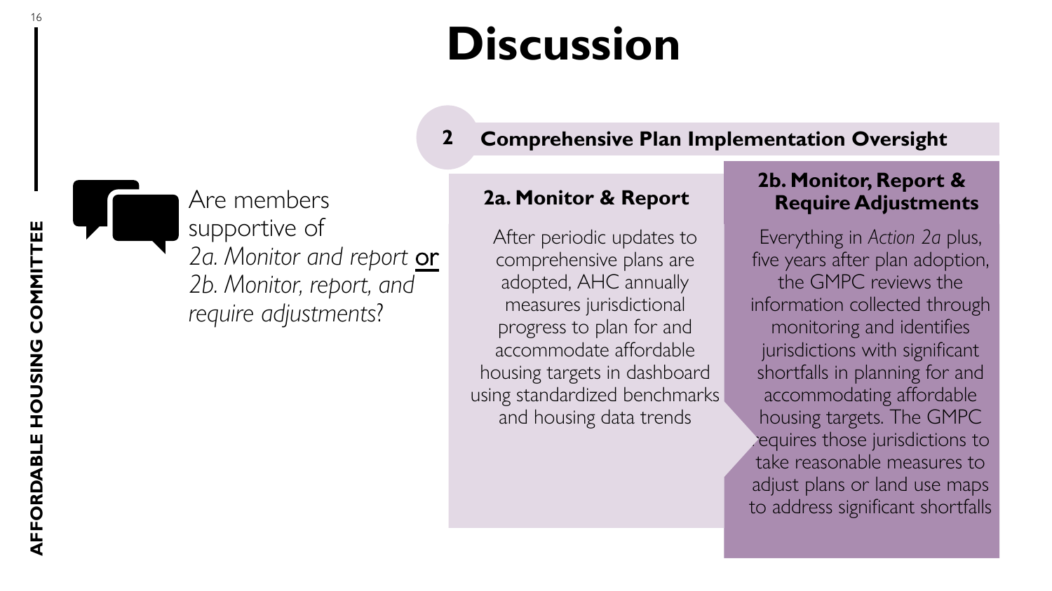# Discussion

Are members supportive of *2a. Monitor and report* <u>or</u> *2b. Monitor, report, and require adjustments*?

## 2 Comprehensive Plan Implementation Oversight

### 2a. Monitor & Report

After periodic updates to comprehensive plans are adopted, AHC annually measures jurisdictional progress to plan for and accommodate affordable housing targets in dashboard using standardized benchmarks and housing data trends

### 2b. Monitor, Report & Require Adjustments

Everything in *Action 2a* plus, five years after plan adoption, the GMPC reviews the information collected through monitoring and identifies jurisdictions with significant shortfalls in planning for and accommodating affordable housing targets. The GMPC requires those jurisdictions to take reasonable measures to adjust plans or land use maps to address significant shortfalls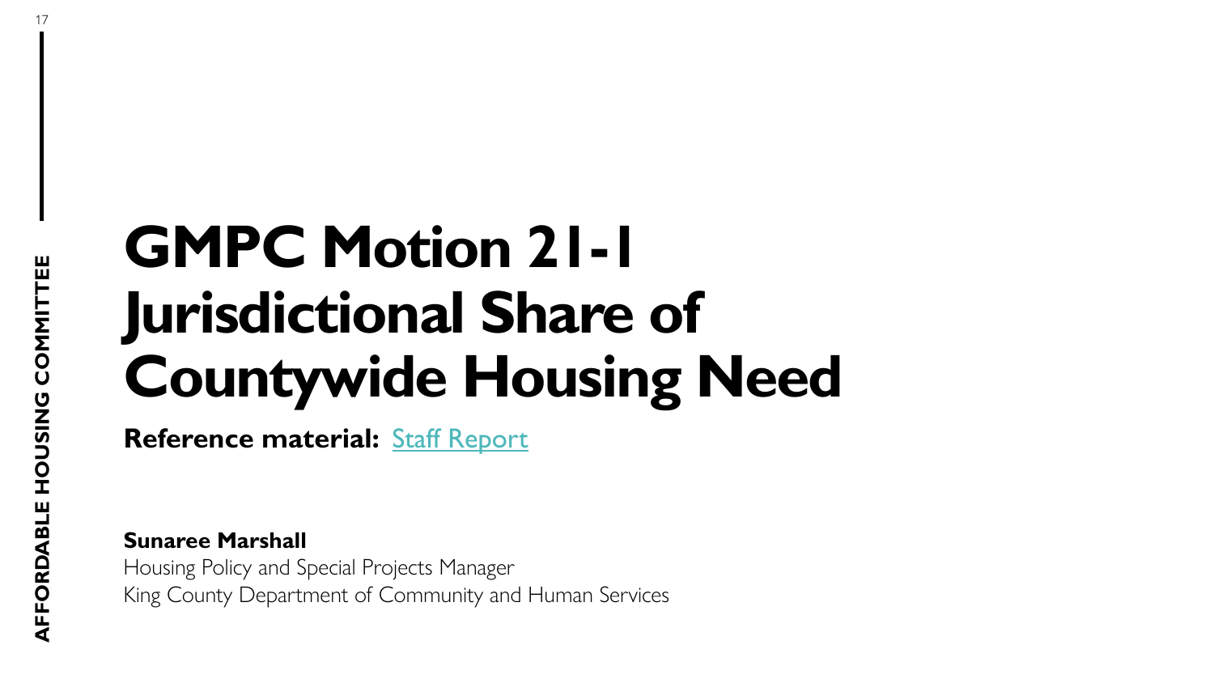# GMPC Motion 21-1 Jurisdictional Share of Countywide Housing Need

**Reference material:** Staff Report

**Sunaree Marshall**
Housing Policy and Special Projects Manager
King County Department of Community and Human Services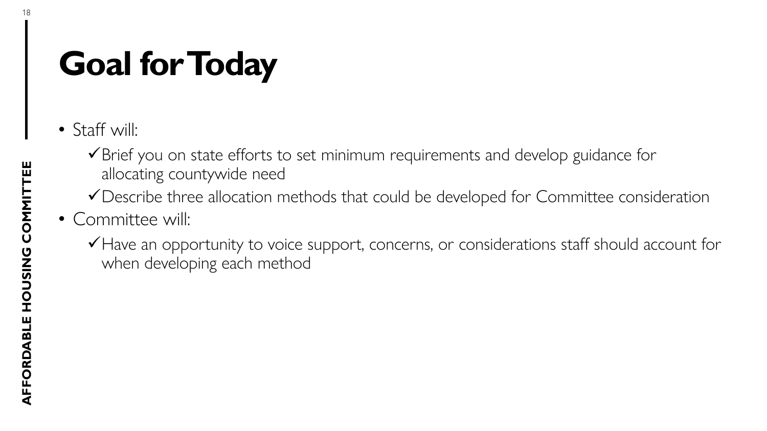# Goal for Today

- Staff will:
  - ✓ Brief you on state efforts to set minimum requirements and develop guidance for allocating countywide need
  - ✓ Describe three allocation methods that could be developed for Committee consideration
- Committee will:
  - ✓ Have an opportunity to voice support, concerns, or considerations staff should account for when developing each method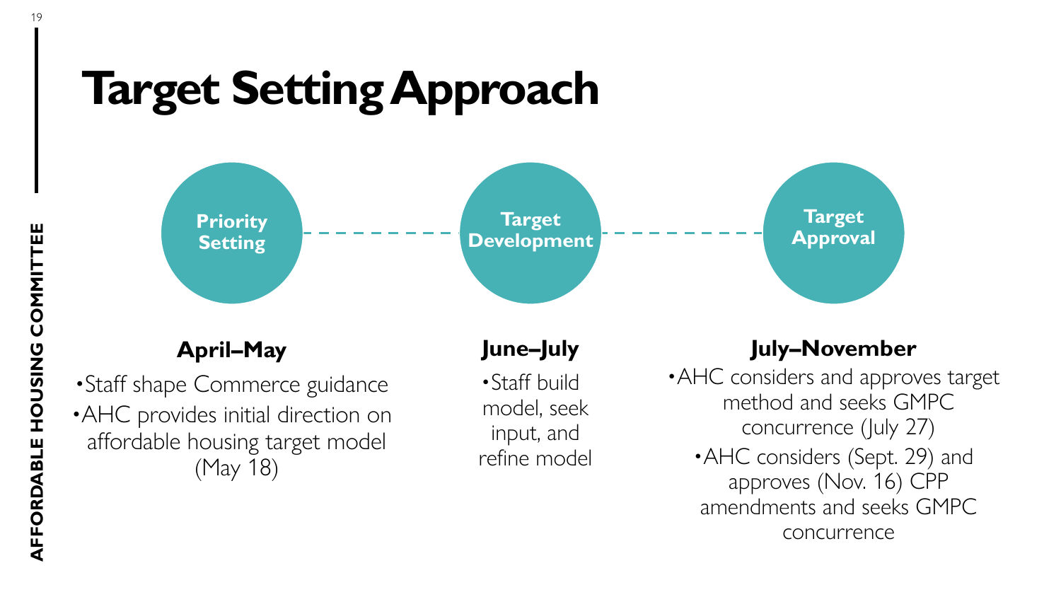# Target Setting Approach

### Priority Setting

**April–May**

- Staff shape Commerce guidance
- AHC provides initial direction on affordable housing target model (May 18)

### Target Development

**June–July**

- Staff build model, seek input, and refine model

### Target Approval

**July–November**

- AHC considers and approves target method and seeks GMPC concurrence (July 27)
- AHC considers (Sept. 29) and approves (Nov. 16) CPP amendments and seeks GMPC concurrence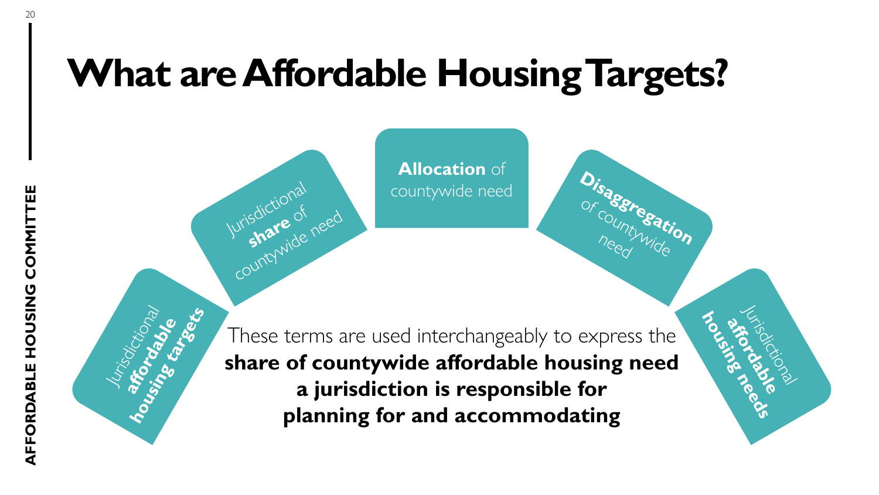# What are Affordable Housing Targets?

- Jurisdictional **affordable housing targets**
- Jurisdictional **share** of countywide need
- **Allocation** of countywide need
- **Disaggregation** of countywide need
- Jurisdictional **affordable housing needs**

These terms are used interchangeably to express the **share of countywide affordable housing need a jurisdiction is responsible for planning for and accommodating**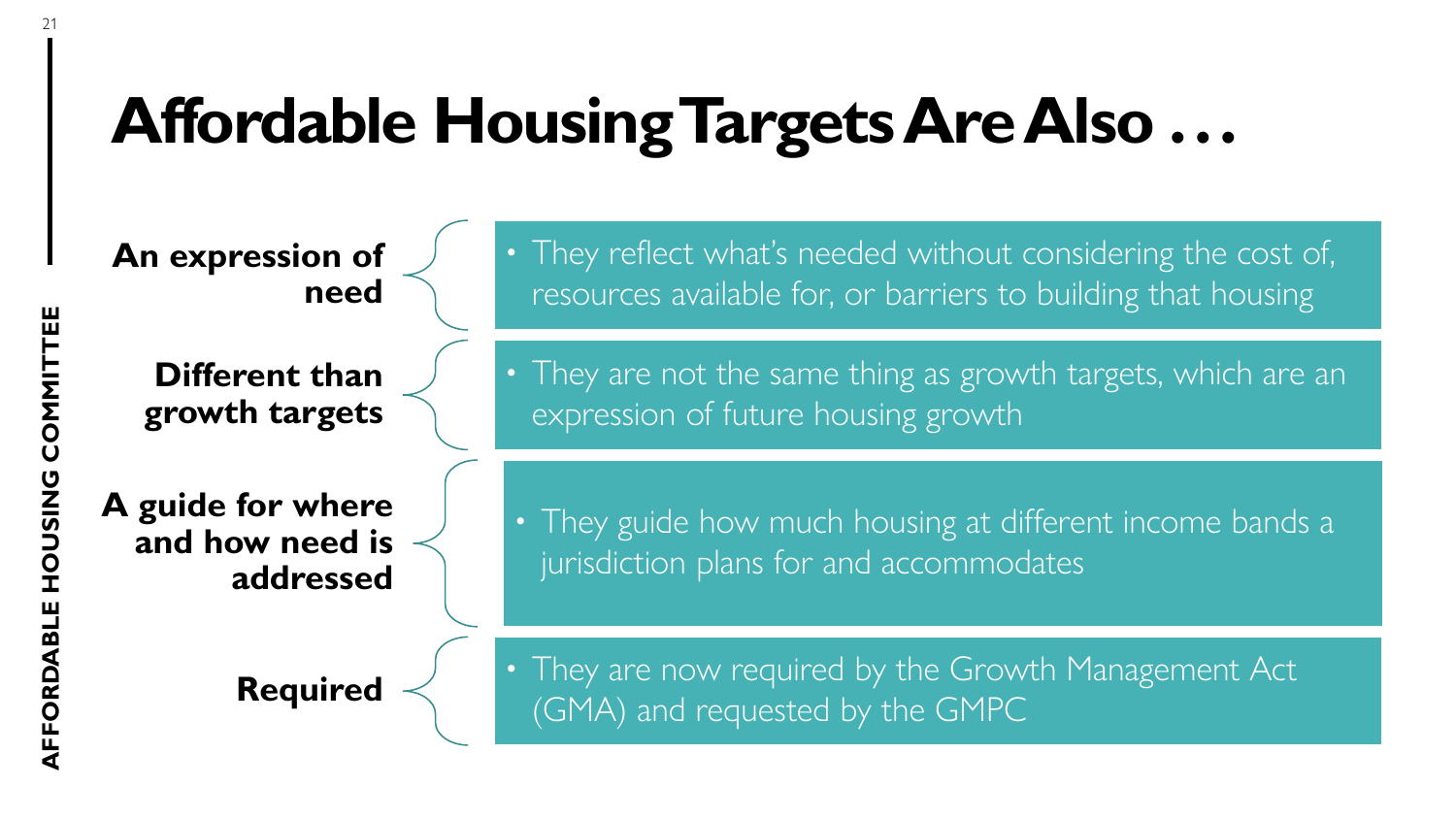# Affordable Housing Targets Are Also . . .

**An expression of need**

- They reflect what's needed without considering the cost of, resources available for, or barriers to building that housing

**Different than growth targets**

- They are not the same thing as growth targets, which are an expression of future housing growth

**A guide for where and how need is addressed**

- They guide how much housing at different income bands a jurisdiction plans for and accommodates

**Required**

- They are now required by the Growth Management Act (GMA) and requested by the GMPC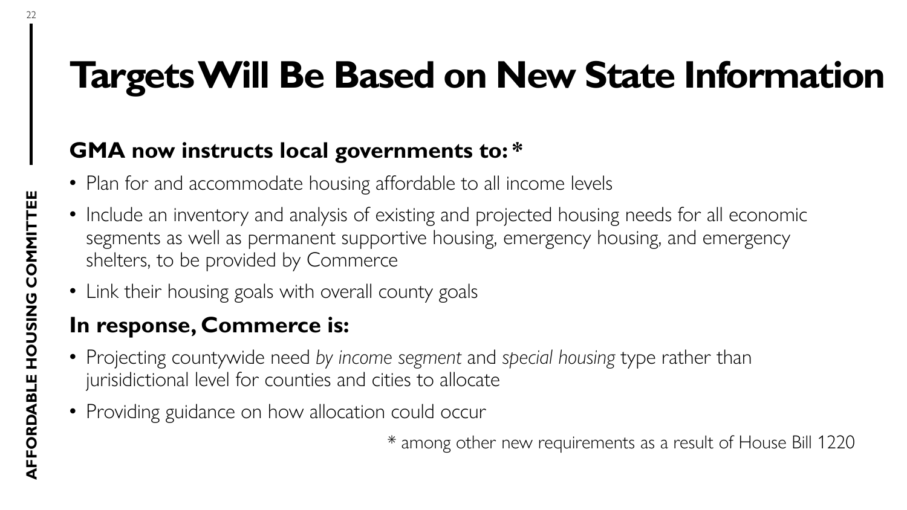# Targets Will Be Based on New State Information

**GMA now instructs local governments to: ***

- Plan for and accommodate housing affordable to all income levels
- Include an inventory and analysis of existing and projected housing needs for all economic segments as well as permanent supportive housing, emergency housing, and emergency shelters, to be provided by Commerce
- Link their housing goals with overall county goals

**In response, Commerce is:**

- Projecting countywide need *by income segment* and *special housing* type rather than jurisidictional level for counties and cities to allocate
- Providing guidance on how allocation could occur

* among other new requirements as a result of House Bill 1220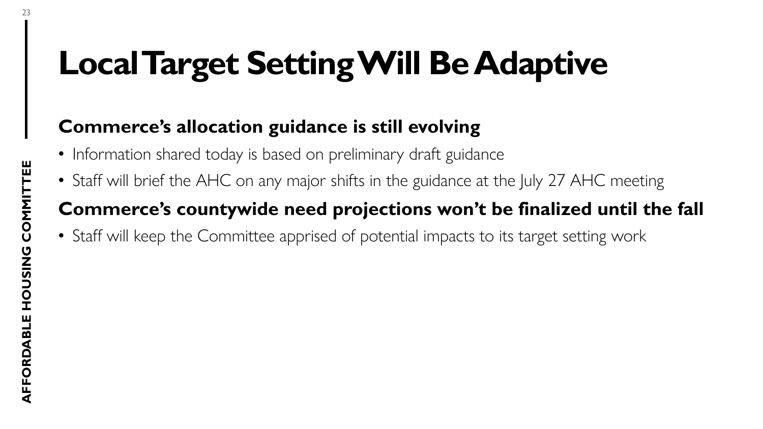# Local Target Setting Will Be Adaptive

## Commerce's allocation guidance is still evolving

- Information shared today is based on preliminary draft guidance
- Staff will brief the AHC on any major shifts in the guidance at the July 27 AHC meeting

## Commerce's countywide need projections won't be finalized until the fall

- Staff will keep the Committee apprised of potential impacts to its target setting work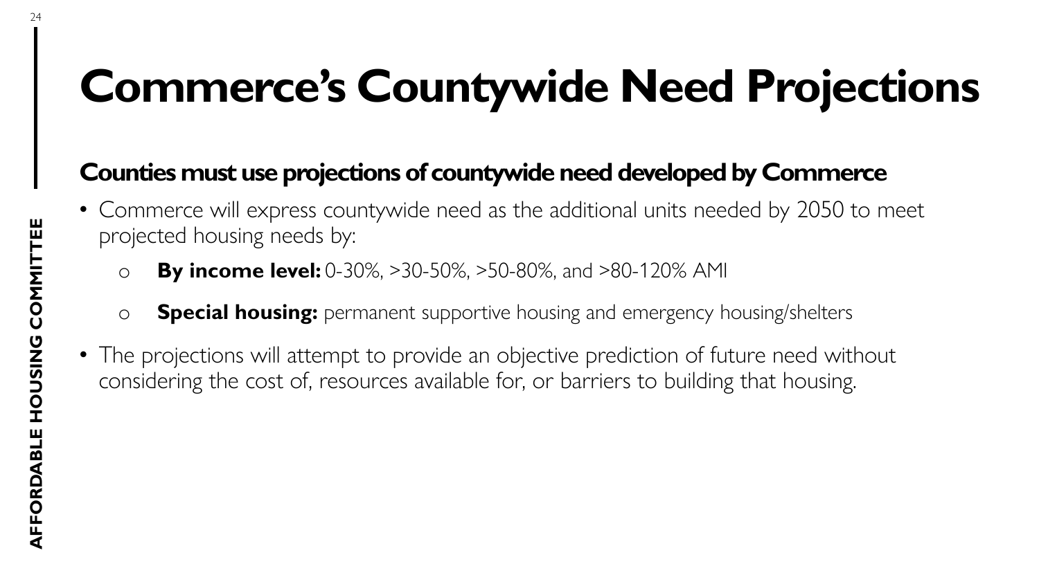# Commerce's Countywide Need Projections

**Counties must use projections of countywide need developed by Commerce**

- Commerce will express countywide need as the additional units needed by 2050 to meet projected housing needs by:
  - **By income level:** 0-30%, >30-50%, >50-80%, and >80-120% AMI
  - **Special housing:** permanent supportive housing and emergency housing/shelters
- The projections will attempt to provide an objective prediction of future need without considering the cost of, resources available for, or barriers to building that housing.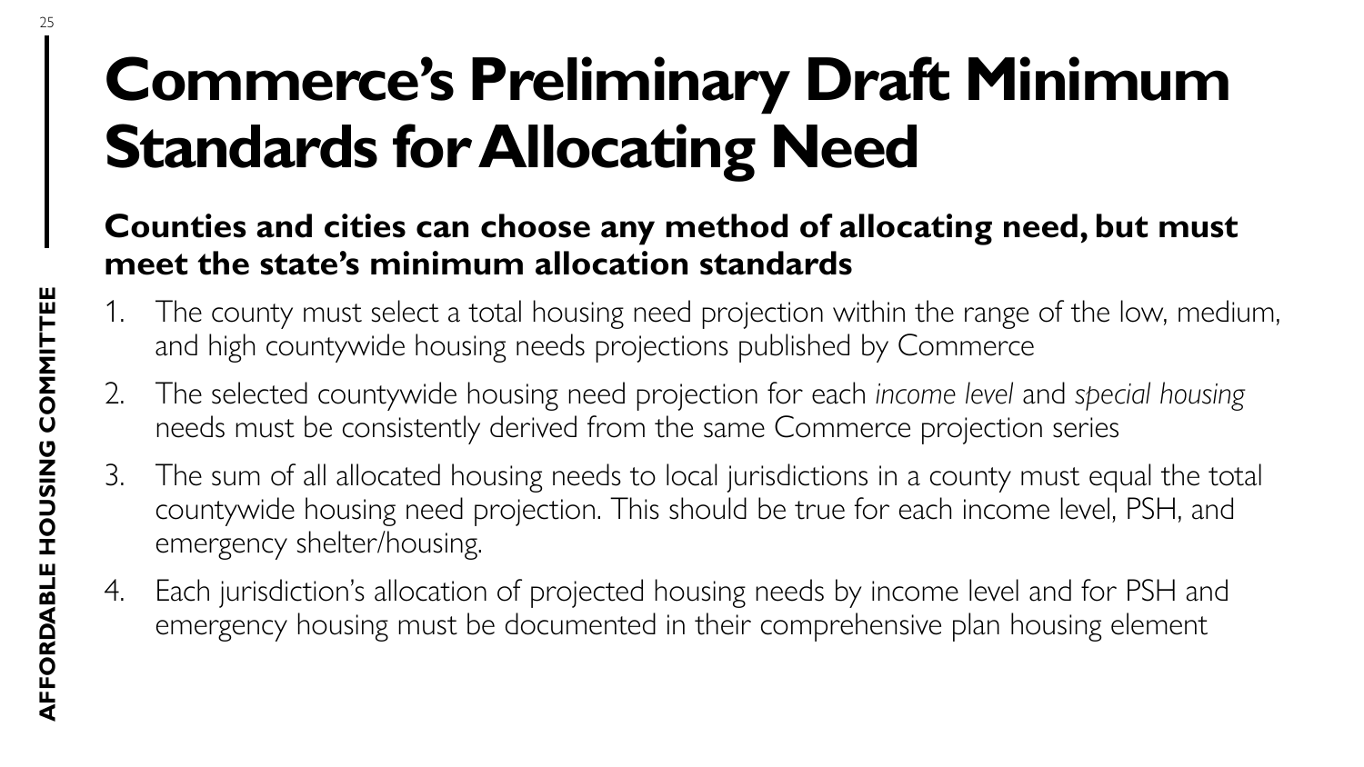# Commerce's Preliminary Draft Minimum Standards for Allocating Need

**Counties and cities can choose any method of allocating need, but must meet the state's minimum allocation standards**

1. The county must select a total housing need projection within the range of the low, medium, and high countywide housing needs projections published by Commerce
2. The selected countywide housing need projection for each *income level* and *special housing* needs must be consistently derived from the same Commerce projection series
3. The sum of all allocated housing needs to local jurisdictions in a county must equal the total countywide housing need projection. This should be true for each income level, PSH, and emergency shelter/housing.
4. Each jurisdiction's allocation of projected housing needs by income level and for PSH and emergency housing must be documented in their comprehensive plan housing element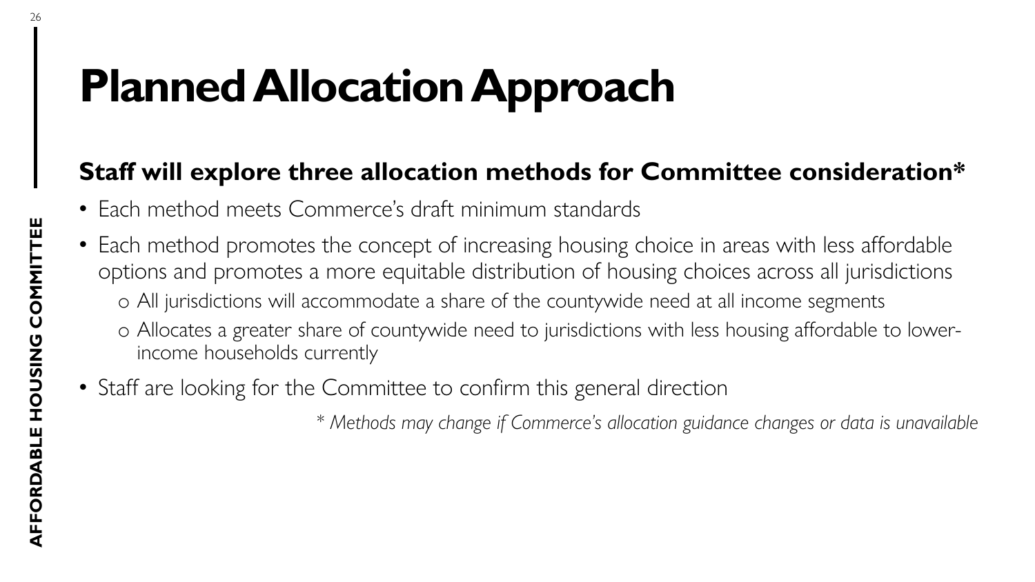# Planned Allocation Approach

**Staff will explore three allocation methods for Committee consideration***

- Each method meets Commerce's draft minimum standards
- Each method promotes the concept of increasing housing choice in areas with less affordable options and promotes a more equitable distribution of housing choices across all jurisdictions
  - All jurisdictions will accommodate a share of the countywide need at all income segments
  - Allocates a greater share of countywide need to jurisdictions with less housing affordable to lower-income households currently
- Staff are looking for the Committee to confirm this general direction

*\* Methods may change if Commerce's allocation guidance changes or data is unavailable*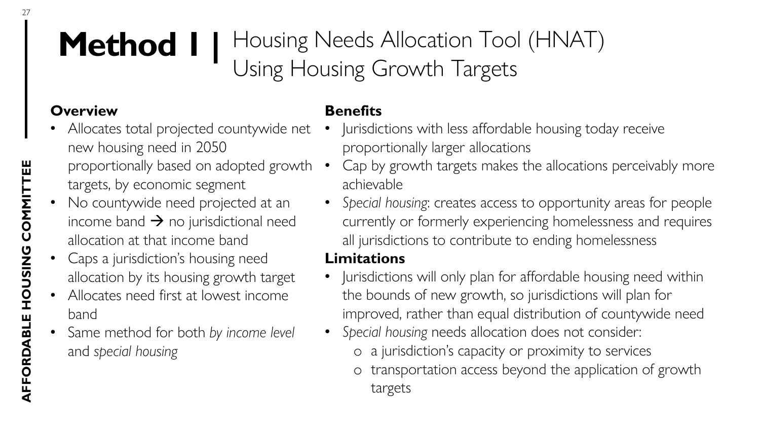# Method 1 | Housing Needs Allocation Tool (HNAT) Using Housing Growth Targets

**Overview**

- Allocates total projected countywide net new housing need in 2050 proportionally based on adopted growth targets, by economic segment
- No countywide need projected at an income band → no jurisdictional need allocation at that income band
- Caps a jurisdiction's housing need allocation by its housing growth target
- Allocates need first at lowest income band
- Same method for both *by income level* and *special housing*

**Benefits**

- Jurisdictions with less affordable housing today receive proportionally larger allocations
- Cap by growth targets makes the allocations perceivably more achievable
- *Special housing*: creates access to opportunity areas for people currently or formerly experiencing homelessness and requires all jurisdictions to contribute to ending homelessness

**Limitations**

- Jurisdictions will only plan for affordable housing need within the bounds of new growth, so jurisdictions will plan for improved, rather than equal distribution of countywide need
- *Special housing* needs allocation does not consider:
  - a jurisdiction's capacity or proximity to services
  - transportation access beyond the application of growth targets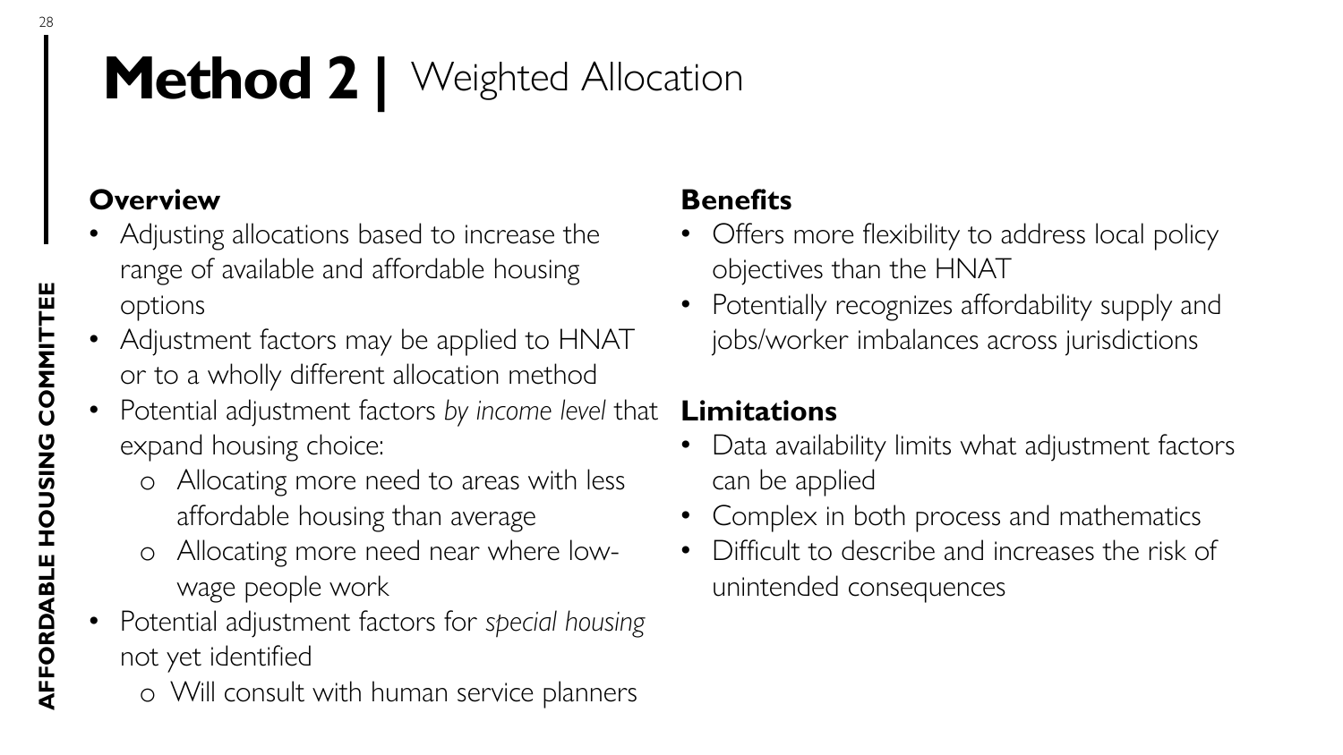# Method 2 | Weighted Allocation

## Overview

- Adjusting allocations based to increase the range of available and affordable housing options
- Adjustment factors may be applied to HNAT or to a wholly different allocation method
- Potential adjustment factors *by income level* that expand housing choice:
  - Allocating more need to areas with less affordable housing than average
  - Allocating more need near where low-wage people work
- Potential adjustment factors for *special housing* not yet identified
  - Will consult with human service planners

## Benefits

- Offers more flexibility to address local policy objectives than the HNAT
- Potentially recognizes affordability supply and jobs/worker imbalances across jurisdictions

## Limitations

- Data availability limits what adjustment factors can be applied
- Complex in both process and mathematics
- Difficult to describe and increases the risk of unintended consequences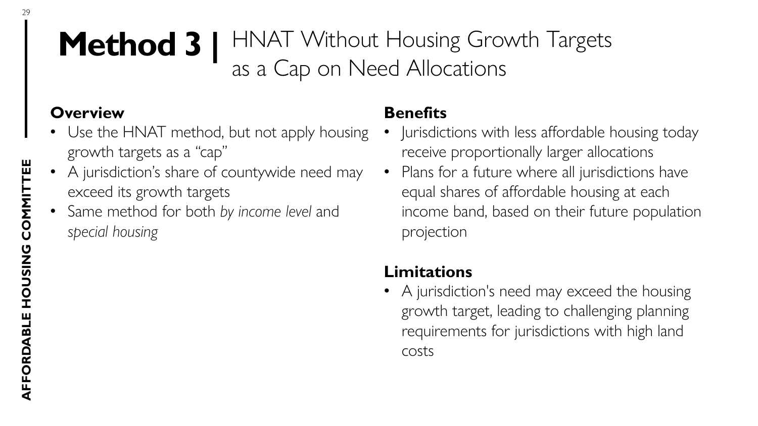# **Method 3 |** HNAT Without Housing Growth Targets as a Cap on Need Allocations

## Overview

- Use the HNAT method, but not apply housing growth targets as a "cap"
- A jurisdiction's share of countywide need may exceed its growth targets
- Same method for both *by income level* and *special housing*

## Benefits

- Jurisdictions with less affordable housing today receive proportionally larger allocations
- Plans for a future where all jurisdictions have equal shares of affordable housing at each income band, based on their future population projection

## Limitations

- A jurisdiction's need may exceed the housing growth target, leading to challenging planning requirements for jurisdictions with high land costs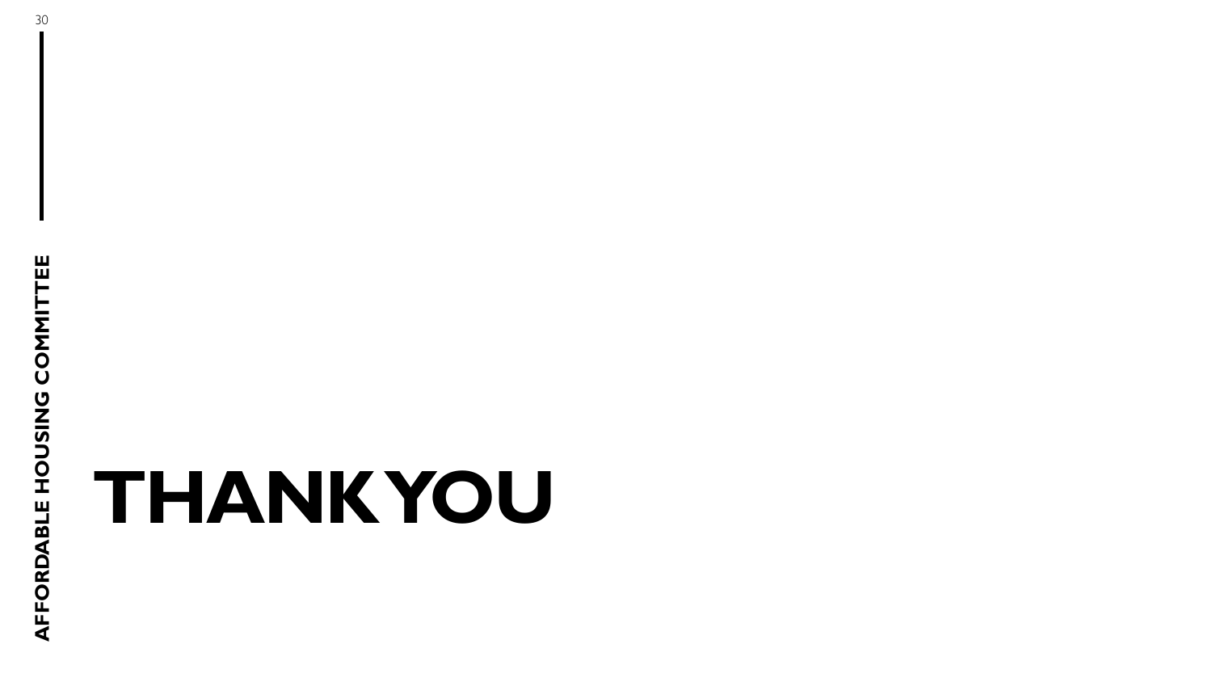# THANK YOU